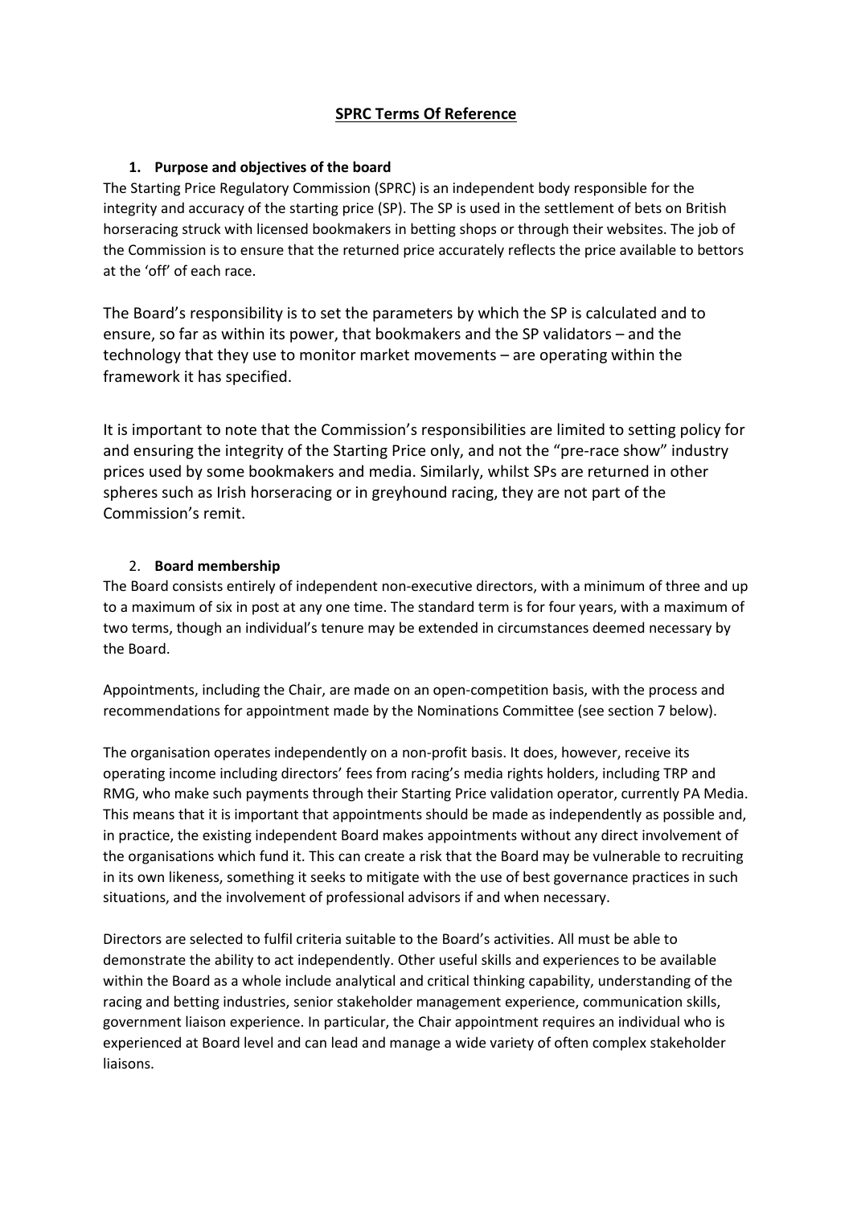# SPRC Terms Of Reference

## 1. Purpose and objectives of the board

The Starting Price Regulatory Commission (SPRC) is an independent body responsible for the integrity and accuracy of the starting price (SP). The SP is used in the settlement of bets on British horseracing struck with licensed bookmakers in betting shops or through their websites. The job of the Commission is to ensure that the returned price accurately reflects the price available to bettors at the 'off' of each race.

The Board's responsibility is to set the parameters by which the SP is calculated and to ensure, so far as within its power, that bookmakers and the SP validators – and the technology that they use to monitor market movements – are operating within the framework it has specified.

It is important to note that the Commission's responsibilities are limited to setting policy for and ensuring the integrity of the Starting Price only, and not the "pre-race show" industry prices used by some bookmakers and media. Similarly, whilst SPs are returned in other spheres such as Irish horseracing or in greyhound racing, they are not part of the Commission's remit.

## 2. Board membership

The Board consists entirely of independent non-executive directors, with a minimum of three and up to a maximum of six in post at any one time. The standard term is for four years, with a maximum of two terms, though an individual's tenure may be extended in circumstances deemed necessary by the Board.

Appointments, including the Chair, are made on an open-competition basis, with the process and recommendations for appointment made by the Nominations Committee (see section 7 below).

The organisation operates independently on a non-profit basis. It does, however, receive its operating income including directors' fees from racing's media rights holders, including TRP and RMG, who make such payments through their Starting Price validation operator, currently PA Media. This means that it is important that appointments should be made as independently as possible and, in practice, the existing independent Board makes appointments without any direct involvement of the organisations which fund it. This can create a risk that the Board may be vulnerable to recruiting in its own likeness, something it seeks to mitigate with the use of best governance practices in such situations, and the involvement of professional advisors if and when necessary.

Directors are selected to fulfil criteria suitable to the Board's activities. All must be able to demonstrate the ability to act independently. Other useful skills and experiences to be available within the Board as a whole include analytical and critical thinking capability, understanding of the racing and betting industries, senior stakeholder management experience, communication skills, government liaison experience. In particular, the Chair appointment requires an individual who is experienced at Board level and can lead and manage a wide variety of often complex stakeholder liaisons.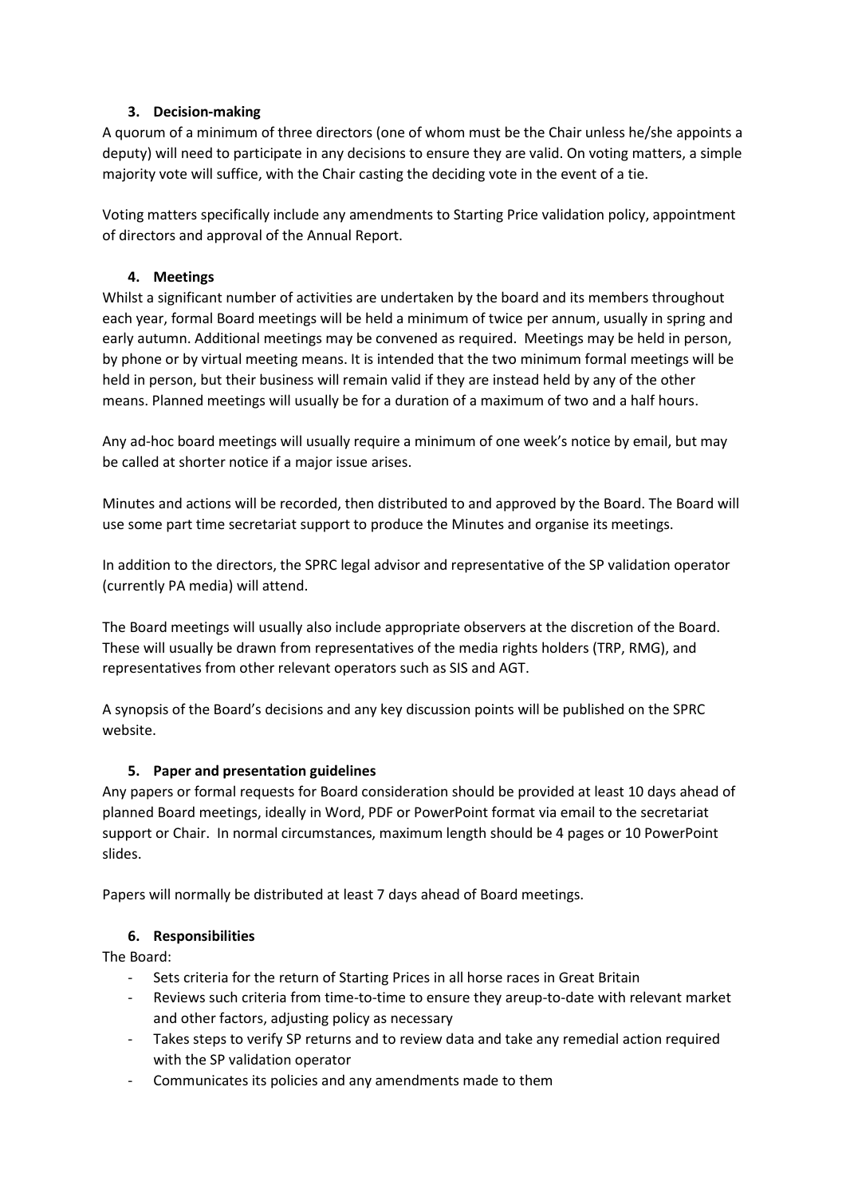### 3. Decision-making

A quorum of a minimum of three directors (one of whom must be the Chair unless he/she appoints a deputy) will need to participate in any decisions to ensure they are valid. On voting matters, a simple majority vote will suffice, with the Chair casting the deciding vote in the event of a tie.

Voting matters specifically include any amendments to Starting Price validation policy, appointment of directors and approval of the Annual Report.

### 4. Meetings

Whilst a significant number of activities are undertaken by the board and its members throughout each year, formal Board meetings will be held a minimum of twice per annum, usually in spring and early autumn. Additional meetings may be convened as required. Meetings may be held in person, by phone or by virtual meeting means. It is intended that the two minimum formal meetings will be held in person, but their business will remain valid if they are instead held by any of the other means. Planned meetings will usually be for a duration of a maximum of two and a half hours.

Any ad-hoc board meetings will usually require a minimum of one week's notice by email, but may be called at shorter notice if a major issue arises.

Minutes and actions will be recorded, then distributed to and approved by the Board. The Board will use some part time secretariat support to produce the Minutes and organise its meetings.

In addition to the directors, the SPRC legal advisor and representative of the SP validation operator (currently PA media) will attend.

The Board meetings will usually also include appropriate observers at the discretion of the Board. These will usually be drawn from representatives of the media rights holders (TRP, RMG), and representatives from other relevant operators such as SIS and AGT.

A synopsis of the Board's decisions and any key discussion points will be published on the SPRC website.

### 5. Paper and presentation guidelines

Any papers or formal requests for Board consideration should be provided at least 10 days ahead of planned Board meetings, ideally in Word, PDF or PowerPoint format via email to the secretariat support or Chair. In normal circumstances, maximum length should be 4 pages or 10 PowerPoint slides.

Papers will normally be distributed at least 7 days ahead of Board meetings.

### 6. Responsibilities

The Board:

- Sets criteria for the return of Starting Prices in all horse races in Great Britain
- Reviews such criteria from time-to-time to ensure they areup-to-date with relevant market and other factors, adjusting policy as necessary
- Takes steps to verify SP returns and to review data and take any remedial action required with the SP validation operator
- Communicates its policies and any amendments made to them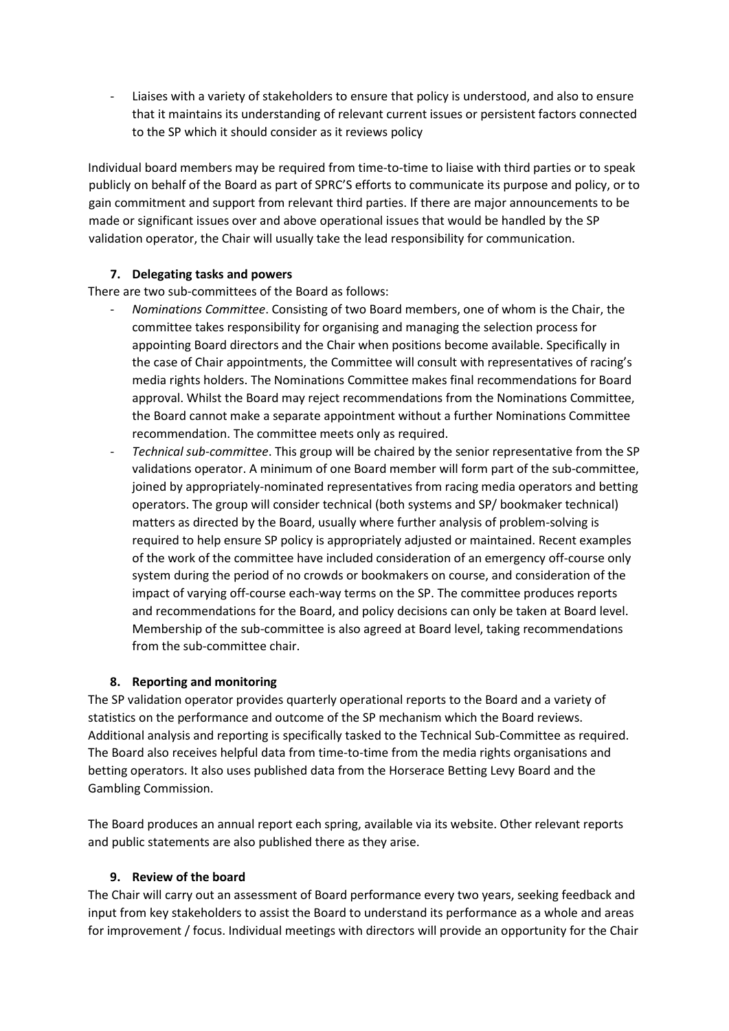- Liaises with a variety of stakeholders to ensure that policy is understood, and also to ensure that it maintains its understanding of relevant current issues or persistent factors connected to the SP which it should consider as it reviews policy

Individual board members may be required from time-to-time to liaise with third parties or to speak publicly on behalf of the Board as part of SPRC'S efforts to communicate its purpose and policy, or to gain commitment and support from relevant third parties. If there are major announcements to be made or significant issues over and above operational issues that would be handled by the SP validation operator, the Chair will usually take the lead responsibility for communication.

### 7. Delegating tasks and powers

There are two sub-committees of the Board as follows:

- *Nominations Committee*. Consisting of two Board members, one of whom is the Chair, the committee takes responsibility for organising and managing the selection process for appointing Board directors and the Chair when positions become available. Specifically in the case of Chair appointments, the Committee will consult with representatives of racing's media rights holders. The Nominations Committee makes final recommendations for Board approval. Whilst the Board may reject recommendations from the Nominations Committee, the Board cannot make a separate appointment without a further Nominations Committee recommendation. The committee meets only as required.
- *Technical sub-committee*. This group will be chaired by the senior representative from the SP validations operator. A minimum of one Board member will form part of the sub-committee, joined by appropriately-nominated representatives from racing media operators and betting operators. The group will consider technical (both systems and SP/ bookmaker technical) matters as directed by the Board, usually where further analysis of problem-solving is required to help ensure SP policy is appropriately adjusted or maintained. Recent examples of the work of the committee have included consideration of an emergency off-course only system during the period of no crowds or bookmakers on course, and consideration of the impact of varying off-course each-way terms on the SP. The committee produces reports and recommendations for the Board, and policy decisions can only be taken at Board level. Membership of the sub-committee is also agreed at Board level, taking recommendations from the sub-committee chair.

### 8. Reporting and monitoring

The SP validation operator provides quarterly operational reports to the Board and a variety of statistics on the performance and outcome of the SP mechanism which the Board reviews. Additional analysis and reporting is specifically tasked to the Technical Sub-Committee as required. The Board also receives helpful data from time-to-time from the media rights organisations and betting operators. It also uses published data from the Horserace Betting Levy Board and the Gambling Commission.

The Board produces an annual report each spring, available via its website. Other relevant reports and public statements are also published there as they arise.

### 9. Review of the board

The Chair will carry out an assessment of Board performance every two years, seeking feedback and input from key stakeholders to assist the Board to understand its performance as a whole and areas for improvement / focus. Individual meetings with directors will provide an opportunity for the Chair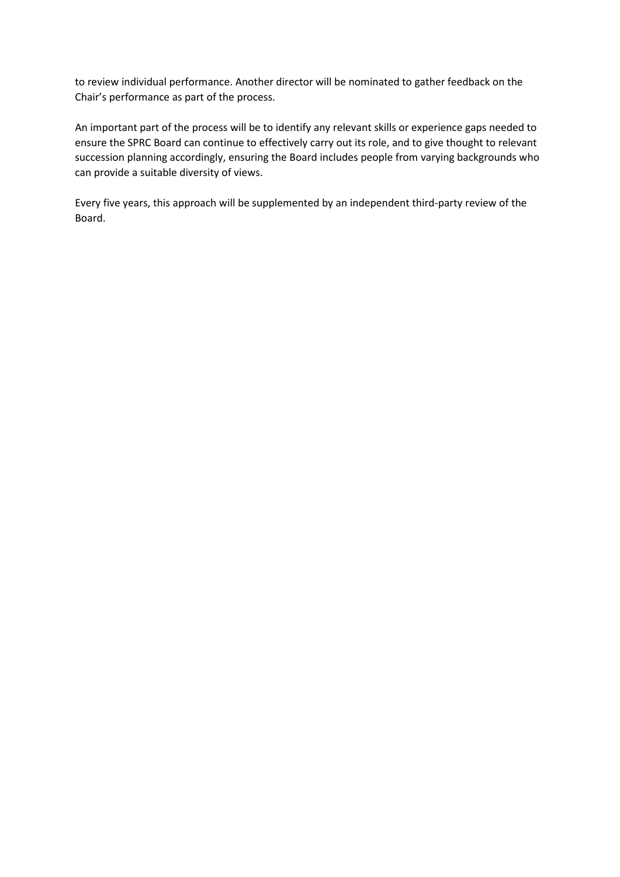to review individual performance. Another director will be nominated to gather feedback on the Chair's performance as part of the process.

An important part of the process will be to identify any relevant skills or experience gaps needed to ensure the SPRC Board can continue to effectively carry out its role, and to give thought to relevant succession planning accordingly, ensuring the Board includes people from varying backgrounds who can provide a suitable diversity of views.

Every five years, this approach will be supplemented by an independent third-party review of the Board.